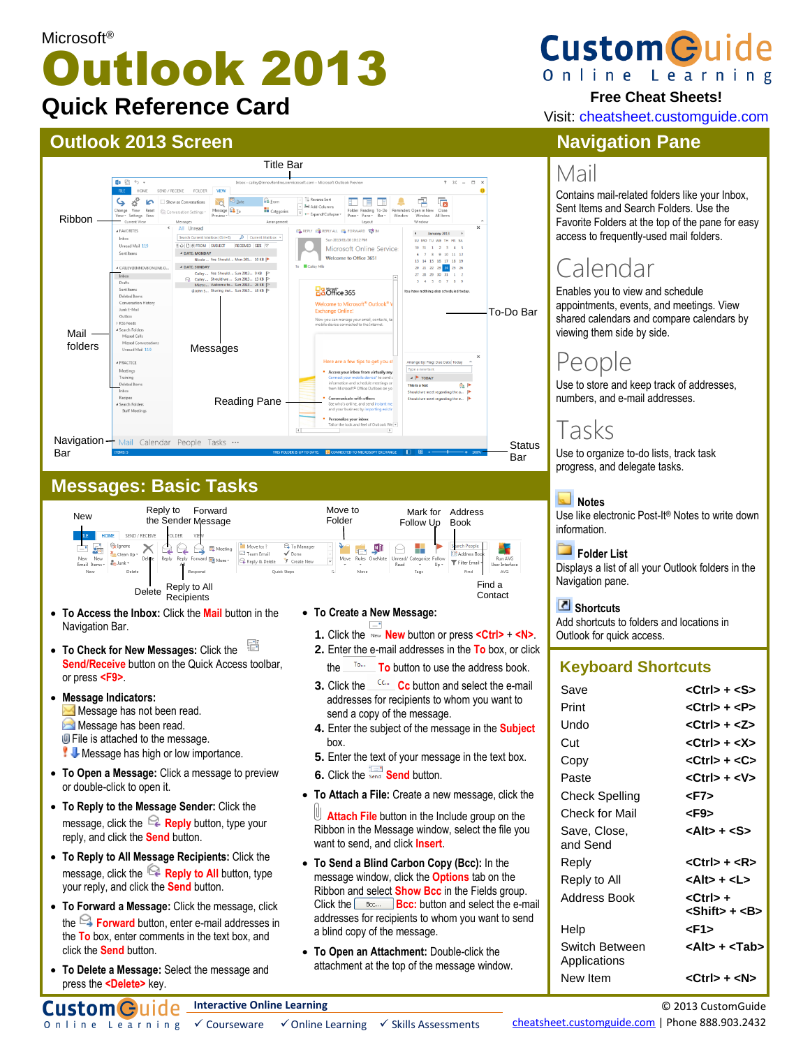Microsoft®

# Outlook 2013

## Quick Reference Card

CustomGuide Online Learning

**Free Cheat Sheets!**

Visit: cheatsheet.customguide.com

## Outlook 2013 Screen

Title Bar · Ribbon · Mail folders · Messages · To-Do Bar · Reading Pane · Navigation Bar · Status Bar

## Messages: Basic Tasks

New · Reply to the Sender · Forward Message · Move to Folder · Mark for Follow Up · Address Book · Delete · Reply to All Recipients · Find a Contact

- **To Access the Inbox:** Click the **Mail** button in the Navigation Bar.
- **To Check for New Messages:** Click the **Send/Receive** button on the Quick Access toolbar, or press **<F9>**.
- **Message Indicators:**
  - Message has not been read.
  - Message has been read.
  - File is attached to the message.
  - Message has high or low importance.
- **To Open a Message:** Click a message to preview or double-click to open it.
- **To Reply to the Message Sender:** Click the message, click the **Reply** button, type your reply, and click the **Send** button.
- **To Reply to All Message Recipients:** Click the message, click the **Reply to All** button, type your reply, and click the **Send** button.
- **To Forward a Message:** Click the message, click the **Forward** button, enter e-mail addresses in the **To** box, enter comments in the text box, and click the **Send** button.
- **To Delete a Message:** Select the message and press the **<Delete>** key.
- **To Create a New Message:**
  1. Click the **New** button or press **<Ctrl>** + **<N>**.
  2. Enter the e-mail addresses in the **To** box, or click the **To** button to use the address book.
  3. Click the **Cc** button and select the e-mail addresses for recipients to whom you want to send a copy of the message.
  4. Enter the subject of the message in the **Subject** box.
  5. Enter the text of your message in the text box.
  6. Click the **Send** button.
- **To Attach a File:** Create a new message, click the **Attach File** button in the Include group on the Ribbon in the Message window, select the file you want to send, and click **Insert**.
- **To Send a Blind Carbon Copy (Bcc):** In the message window, click the **Options** tab on the Ribbon and select **Show Bcc** in the Fields group. Click the **Bcc:** button and select the e-mail addresses for recipients to whom you want to send a blind copy of the message.
- **To Open an Attachment:** Double-click the attachment at the top of the message window.

## Navigation Pane

### Mail

Contains mail-related folders like your Inbox, Sent Items and Search Folders. Use the Favorite Folders at the top of the pane for easy access to frequently-used mail folders.

### Calendar

Enables you to view and schedule appointments, events, and meetings. View shared calendars and compare calendars by viewing them side by side.

### People

Use to store and keep track of addresses, numbers, and e-mail addresses.

### Tasks

Use to organize to-do lists, track task progress, and delegate tasks.

**Notes**
Use like electronic Post-It® Notes to write down information.

**Folder List**
Displays a list of all your Outlook folders in the Navigation pane.

**Shortcuts**
Add shortcuts to folders and locations in Outlook for quick access.

## Keyboard Shortcuts

| | |
|---|---|
| Save | <Ctrl> + <S> |
| Print | <Ctrl> + <P> |
| Undo | <Ctrl> + <Z> |
| Cut | <Ctrl> + <X> |
| Copy | <Ctrl> + <C> |
| Paste | <Ctrl> + <V> |
| Check Spelling | <F7> |
| Check for Mail | <F9> |
| Save, Close, and Send | <Alt> + <S> |
| Reply | <Ctrl> + <R> |
| Reply to All | <Alt> + <L> |
| Address Book | <Ctrl> + <Shift> + <B> |
| Help | <F1> |
| Switch Between Applications | <Alt> + <Tab> |
| New Item | <Ctrl> + <N> |

CustomGuide Online Learning — Interactive Online Learning ✓ Courseware ✓ Online Learning ✓ Skills Assessments

© 2013 CustomGuide
cheatsheet.customguide.com | Phone 888.903.2432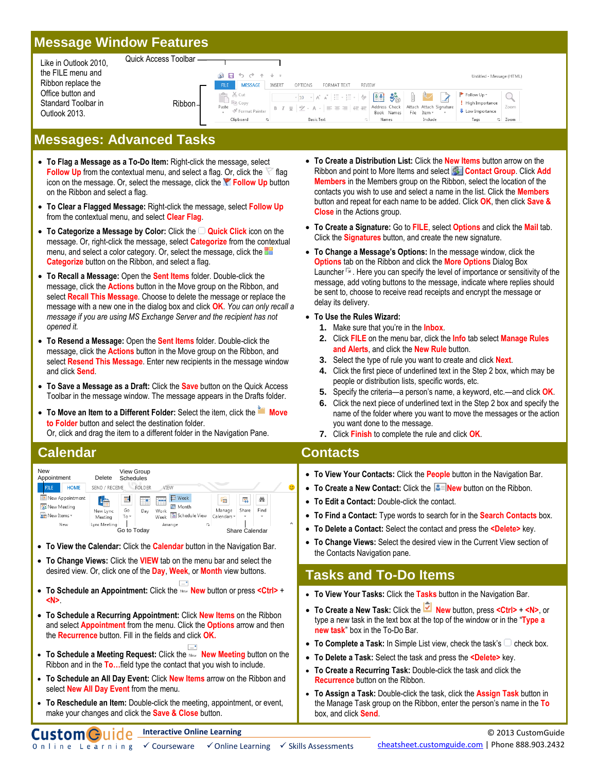## Message Window Features

Like in Outlook 2010, the FILE menu and Ribbon replace the Office button and Standard Toolbar in Outlook 2013.

Quick Access Toolbar

Ribbon

## Messages: Advanced Tasks

- **To Flag a Message as a To-Do Item:** Right-click the message, select Follow Up from the contextual menu, and select a flag. Or, click the flag icon on the message. Or, select the message, click the Follow Up button on the Ribbon and select a flag.
- **To Clear a Flagged Message:** Right-click the message, select Follow Up from the contextual menu, and select Clear Flag.
- **To Categorize a Message by Color:** Click the Quick Click icon on the message. Or, right-click the message, select Categorize from the contextual menu, and select a color category. Or, select the message, click the Categorize button on the Ribbon and select a flag.
- **To Recall a Message:** Open the Sent Items folder. Double-click the message, click the Actions button in the Move group on the Ribbon, and select Recall This Message. Choose to delete the message or replace the message with a new one in the dialog box and click OK. *You can only recall a message if you are using MS Exchange Server and the recipient has not opened it.*
- **To Resend a Message:** Open the Sent Items folder. Double-click the message, click the Actions button in the Move group on the Ribbon, and select Resend This Message. Enter new recipients in the message window and click Send.
- **To Save a Message as a Draft:** Click the Save button on the Quick Access Toolbar in the message window. The message appears in the Drafts folder.
- **To Move an Item to a Different Folder:** Select the item, click the Move to Folder button and select the destination folder. Or, click and drag the item to a different folder in the Navigation Pane.
- **To Create a Distribution List:** Click the New Items button arrow on the Ribbon and point to More Items and select Contact Group. Click Add Members in the Members group on the Ribbon, select the location of the contacts you wish to use and select a name in the list. Click the Members button and repeat for each name to be added. Click OK, then click Save & Close in the Actions group.
- **To Create a Signature:** Go to FILE, select Options and click the Mail tab. Click the Signatures button, and create the new signature.
- **To Change a Message's Options:** In the message window, click the Options tab on the Ribbon and click the More Options Dialog Box Launcher. Here you can specify the level of importance or sensitivity of the message, add voting buttons to the message, indicate where replies should be sent to, choose to receive read receipts and encrypt the message or delay its delivery.
- **To Use the Rules Wizard:**
  1. Make sure that you're in the Inbox.
  2. Click FILE on the menu bar, click the Info tab select Manage Rules and Alerts, and click the New Rule button.
  3. Select the type of rule you want to create and click Next.
  4. Click the first piece of underlined text in the Step 2 box, which may be people or distribution lists, specific words, etc.
  5. Specify the criteria—a person's name, a keyword, etc.—and click OK.
  6. Click the next piece of underlined text in the Step 2 box and specify the name of the folder where you want to move the messages or the action you want done to the message.
  7. Click Finish to complete the rule and click OK.

## Calendar

New Appointment · Delete · View Group Schedules · Go to Today · Share Calendar

- **To View the Calendar:** Click the Calendar button in the Navigation Bar.
- **To Change Views:** Click the VIEW tab on the menu bar and select the desired view. Or, click one of the Day, Week, or Month view buttons.
- **To Schedule an Appointment:** Click the New button or press <Ctrl> + <N>.
- **To Schedule a Recurring Appointment:** Click New Items on the Ribbon and select Appointment from the menu. Click the Options arrow and then the Recurrence button. Fill in the fields and click OK.
- **To Schedule a Meeting Request:** Click the New Meeting button on the Ribbon and in the To…field type the contact that you wish to include.
- **To Schedule an All Day Event:** Click New Items arrow on the Ribbon and select New All Day Event from the menu.
- **To Reschedule an Item:** Double-click the meeting, appointment, or event, make your changes and click the Save & Close button.

## Contacts

- **To View Your Contacts:** Click the People button in the Navigation Bar.
- **To Create a New Contact:** Click the New button on the Ribbon.
- **To Edit a Contact:** Double-click the contact.
- **To Find a Contact:** Type words to search for in the Search Contacts box.
- **To Delete a Contact:** Select the contact and press the <Delete> key.
- **To Change Views:** Select the desired view in the Current View section of the Contacts Navigation pane.

## Tasks and To-Do Items

- **To View Your Tasks:** Click the Tasks button in the Navigation Bar.
- **To Create a New Task:** Click the New button, press <Ctrl> + <N>, or type a new task in the text box at the top of the window or in the "Type a new task" box in the To-Do Bar.
- **To Complete a Task:** In Simple List view, check the task's check box.
- **To Delete a Task:** Select the task and press the <Delete> key.
- **To Create a Recurring Task:** Double-click the task and click the Recurrence button on the Ribbon.
- **To Assign a Task:** Double-click the task, click the Assign Task button in the Manage Task group on the Ribbon, enter the person's name in the To box, and click Send.

CustomGuide Online Learning — Interactive Online Learning ✓ Courseware ✓ Online Learning ✓ Skills Assessments

© 2013 CustomGuide
cheatsheet.customguide.com | Phone 888.903.2432